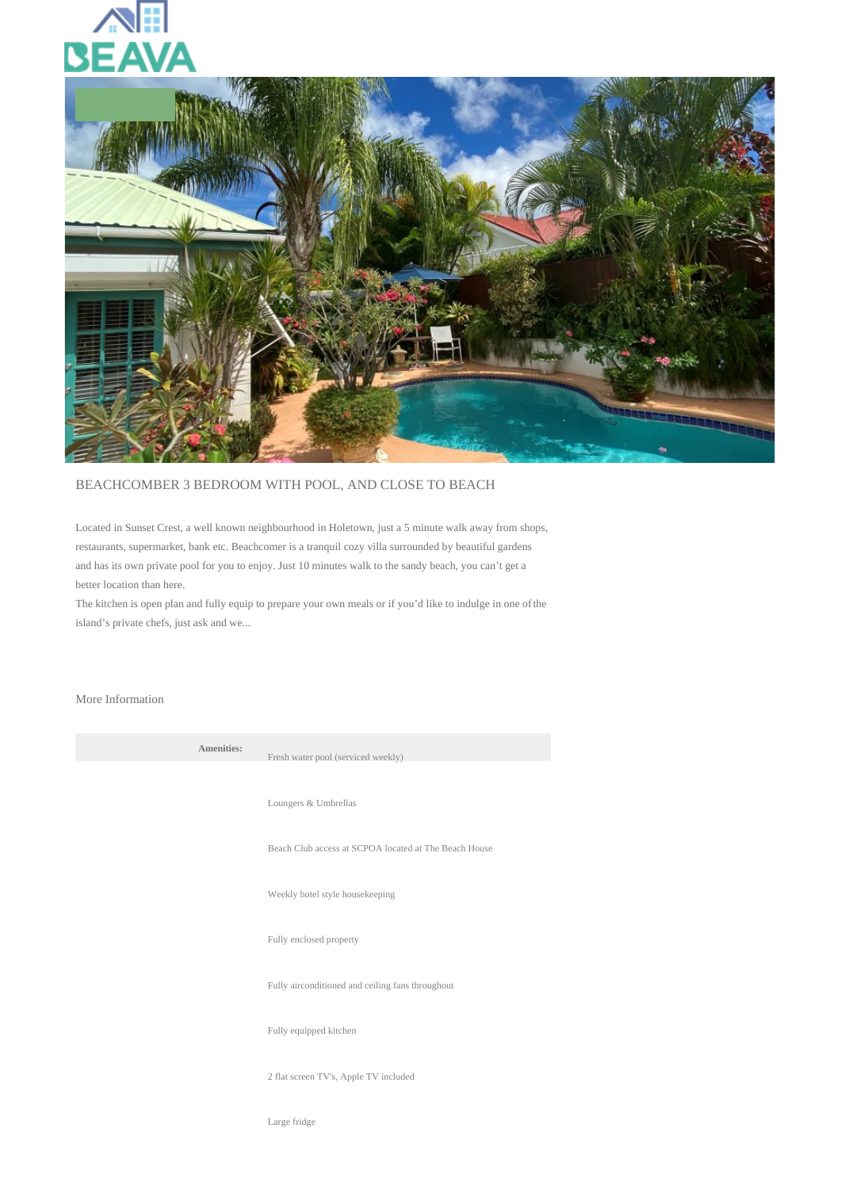# BEACHCOMBER 3 BEDROOM WITH POOL, AND CLOSE TO BEACH

Located in Sunset Crest, a well known neighbourhood in Holetown, just a 5 minute walk away from shops, restaurants, supermarket, bank etc. Beachcomer is a tranquil cozy villa surrounded by beautiful gardens and has its own private pool for you to enjoy. Just 10 minutes walk to the sandy beach, you can't get a better location than here.
The kitchen is open plan and fully equip to prepare your own meals or if you'd like to indulge in one of the island's private chefs, just ask and we...

## More Information

| | |
|---|---|
| **Amenities:** | Fresh water pool (serviced weekly)<br>Loungers & Umbrellas<br>Beach Club access at SCPOA located at The Beach House<br>Weekly hotel style housekeeping<br>Fully enclosed property<br>Fully airconditioned and ceiling fans throughout<br>Fully equipped kitchen<br>2 flat screen TV's, Apple TV included<br>Large fridge |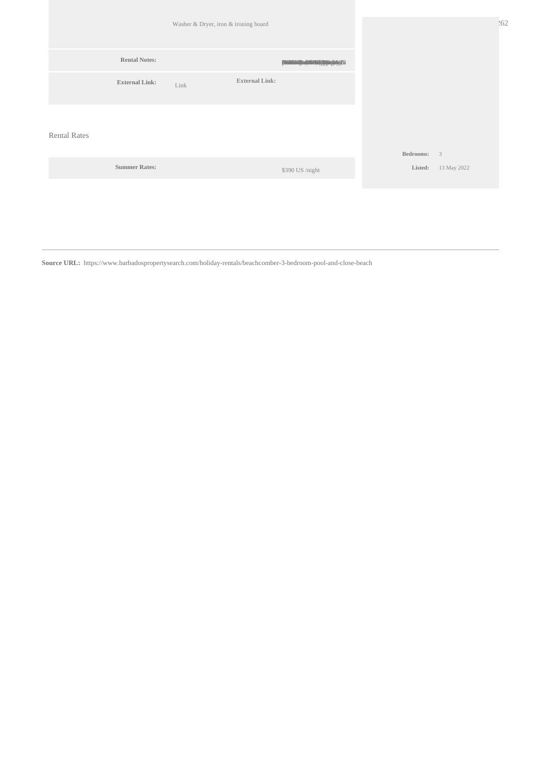| | |
|---|---|
| | Washer & Dryer, iron & ironing board |
| **Rental Notes:** | |
| **External Link:** | Link |
| **External Link:** | |

Rental Rates

| | |
|---|---|
| **Summer Rates:** | $390 US /night |

**Bedrooms:** 3

**Listed:** 13 May 2022

**Source URL:** https://www.barbadospropertysearch.com/holiday-rentals/beachcomber-3-bedroom-pool-and-close-beach